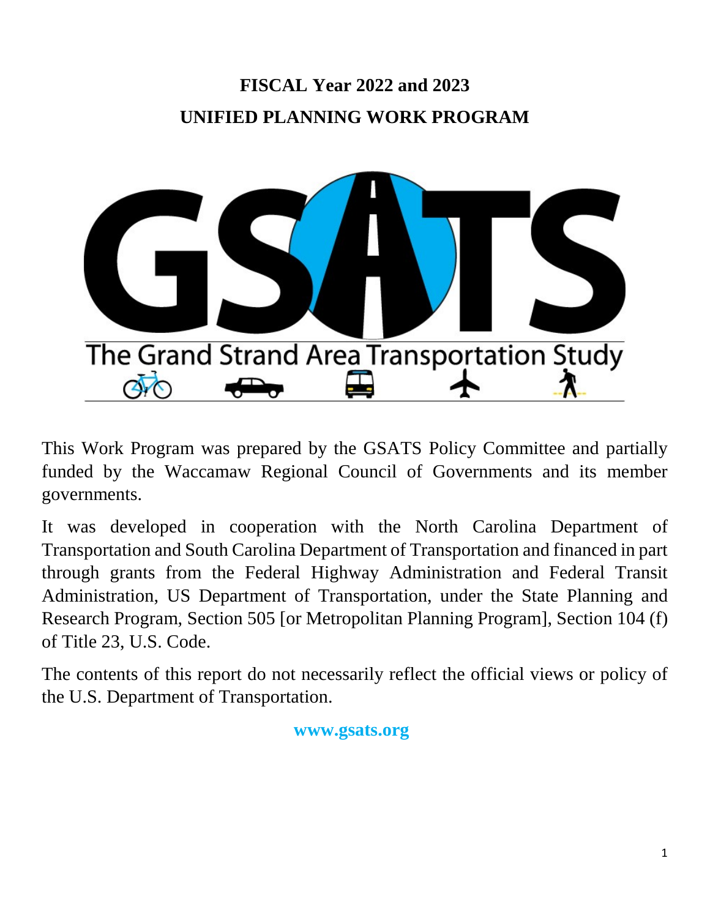# FISCAL Year 2022 and 2023

# UNIFIED PLANNING WORK PROGRAM

GSATS

The Grand Strand Area Transportation Study

This Work Program was prepared by the GSATS Policy Committee and partially funded by the Waccamaw Regional Council of Governments and its member governments.

It was developed in cooperation with the North Carolina Department of Transportation and South Carolina Department of Transportation and financed in part through grants from the Federal Highway Administration and Federal Transit Administration, US Department of Transportation, under the State Planning and Research Program, Section 505 [or Metropolitan Planning Program], Section 104 (f) of Title 23, U.S. Code.

The contents of this report do not necessarily reflect the official views or policy of the U.S. Department of Transportation.

**www.gsats.org**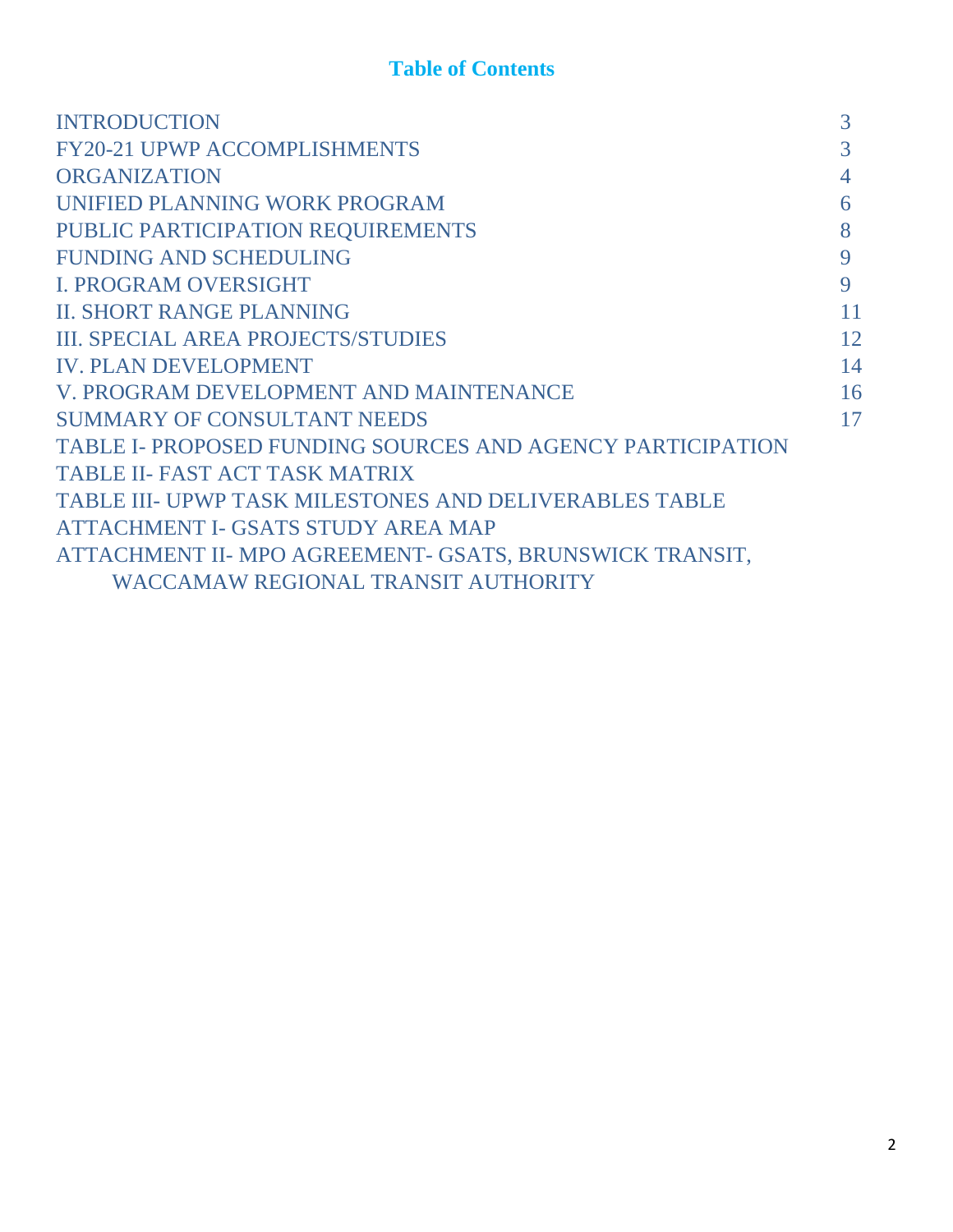## Table of Contents

| | |
|---|---|
| INTRODUCTION | 3 |
| FY20-21 UPWP ACCOMPLISHMENTS | 3 |
| ORGANIZATION | 4 |
| UNIFIED PLANNING WORK PROGRAM | 6 |
| PUBLIC PARTICIPATION REQUIREMENTS | 8 |
| FUNDING AND SCHEDULING | 9 |
| I. PROGRAM OVERSIGHT | 9 |
| II. SHORT RANGE PLANNING | 11 |
| III. SPECIAL AREA PROJECTS/STUDIES | 12 |
| IV. PLAN DEVELOPMENT | 14 |
| V. PROGRAM DEVELOPMENT AND MAINTENANCE | 16 |
| SUMMARY OF CONSULTANT NEEDS | 17 |
| TABLE I- PROPOSED FUNDING SOURCES AND AGENCY PARTICIPATION | |
| TABLE II- FAST ACT TASK MATRIX | |
| TABLE III- UPWP TASK MILESTONES AND DELIVERABLES TABLE | |
| ATTACHMENT I- GSATS STUDY AREA MAP | |
| ATTACHMENT II- MPO AGREEMENT- GSATS, BRUNSWICK TRANSIT, WACCAMAW REGIONAL TRANSIT AUTHORITY | |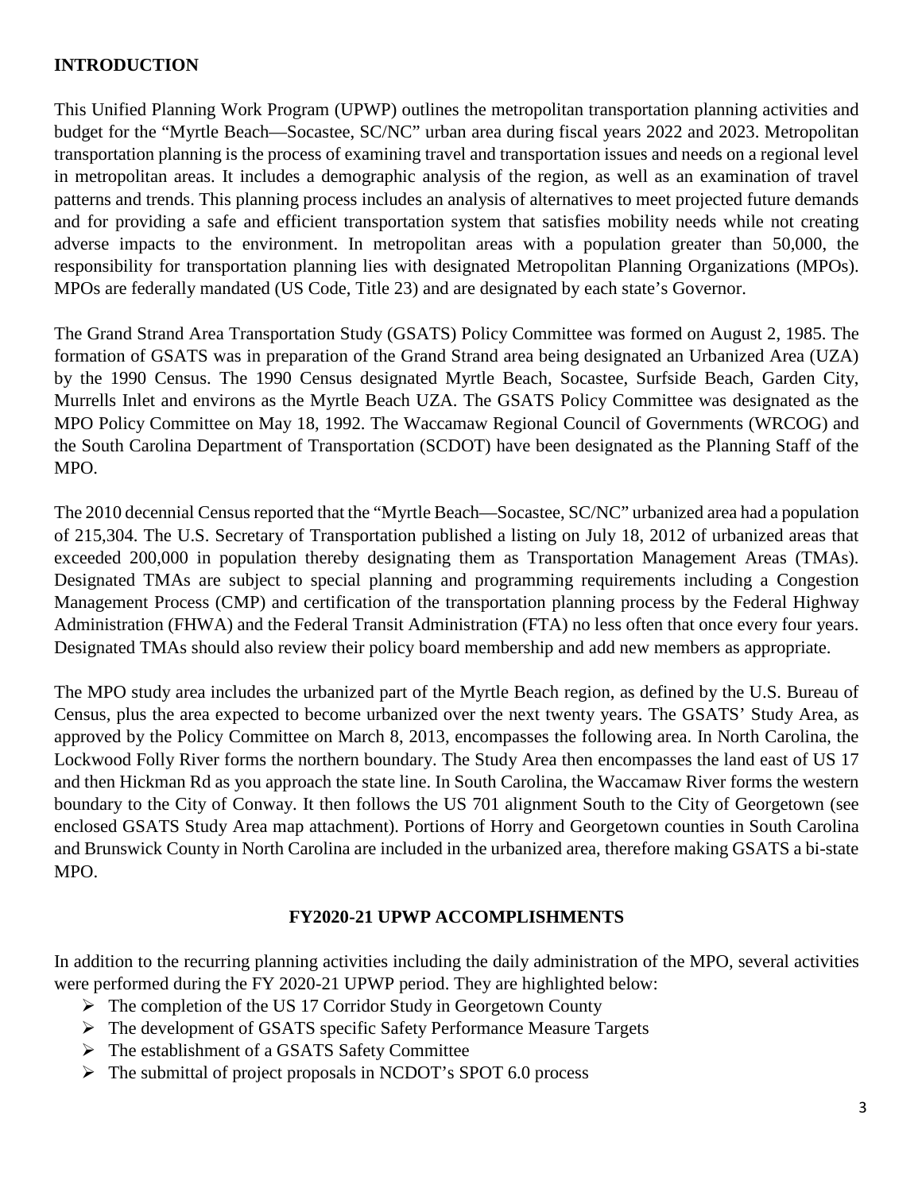## INTRODUCTION

This Unified Planning Work Program (UPWP) outlines the metropolitan transportation planning activities and budget for the "Myrtle Beach—Socastee, SC/NC" urban area during fiscal years 2022 and 2023. Metropolitan transportation planning is the process of examining travel and transportation issues and needs on a regional level in metropolitan areas. It includes a demographic analysis of the region, as well as an examination of travel patterns and trends. This planning process includes an analysis of alternatives to meet projected future demands and for providing a safe and efficient transportation system that satisfies mobility needs while not creating adverse impacts to the environment. In metropolitan areas with a population greater than 50,000, the responsibility for transportation planning lies with designated Metropolitan Planning Organizations (MPOs). MPOs are federally mandated (US Code, Title 23) and are designated by each state's Governor.

The Grand Strand Area Transportation Study (GSATS) Policy Committee was formed on August 2, 1985. The formation of GSATS was in preparation of the Grand Strand area being designated an Urbanized Area (UZA) by the 1990 Census. The 1990 Census designated Myrtle Beach, Socastee, Surfside Beach, Garden City, Murrells Inlet and environs as the Myrtle Beach UZA. The GSATS Policy Committee was designated as the MPO Policy Committee on May 18, 1992. The Waccamaw Regional Council of Governments (WRCOG) and the South Carolina Department of Transportation (SCDOT) have been designated as the Planning Staff of the MPO.

The 2010 decennial Census reported that the "Myrtle Beach—Socastee, SC/NC" urbanized area had a population of 215,304. The U.S. Secretary of Transportation published a listing on July 18, 2012 of urbanized areas that exceeded 200,000 in population thereby designating them as Transportation Management Areas (TMAs). Designated TMAs are subject to special planning and programming requirements including a Congestion Management Process (CMP) and certification of the transportation planning process by the Federal Highway Administration (FHWA) and the Federal Transit Administration (FTA) no less often that once every four years. Designated TMAs should also review their policy board membership and add new members as appropriate.

The MPO study area includes the urbanized part of the Myrtle Beach region, as defined by the U.S. Bureau of Census, plus the area expected to become urbanized over the next twenty years. The GSATS' Study Area, as approved by the Policy Committee on March 8, 2013, encompasses the following area. In North Carolina, the Lockwood Folly River forms the northern boundary. The Study Area then encompasses the land east of US 17 and then Hickman Rd as you approach the state line. In South Carolina, the Waccamaw River forms the western boundary to the City of Conway. It then follows the US 701 alignment South to the City of Georgetown (see enclosed GSATS Study Area map attachment). Portions of Horry and Georgetown counties in South Carolina and Brunswick County in North Carolina are included in the urbanized area, therefore making GSATS a bi-state MPO.

## FY2020-21 UPWP ACCOMPLISHMENTS

In addition to the recurring planning activities including the daily administration of the MPO, several activities were performed during the FY 2020-21 UPWP period. They are highlighted below:

- The completion of the US 17 Corridor Study in Georgetown County
- The development of GSATS specific Safety Performance Measure Targets
- The establishment of a GSATS Safety Committee
- The submittal of project proposals in NCDOT's SPOT 6.0 process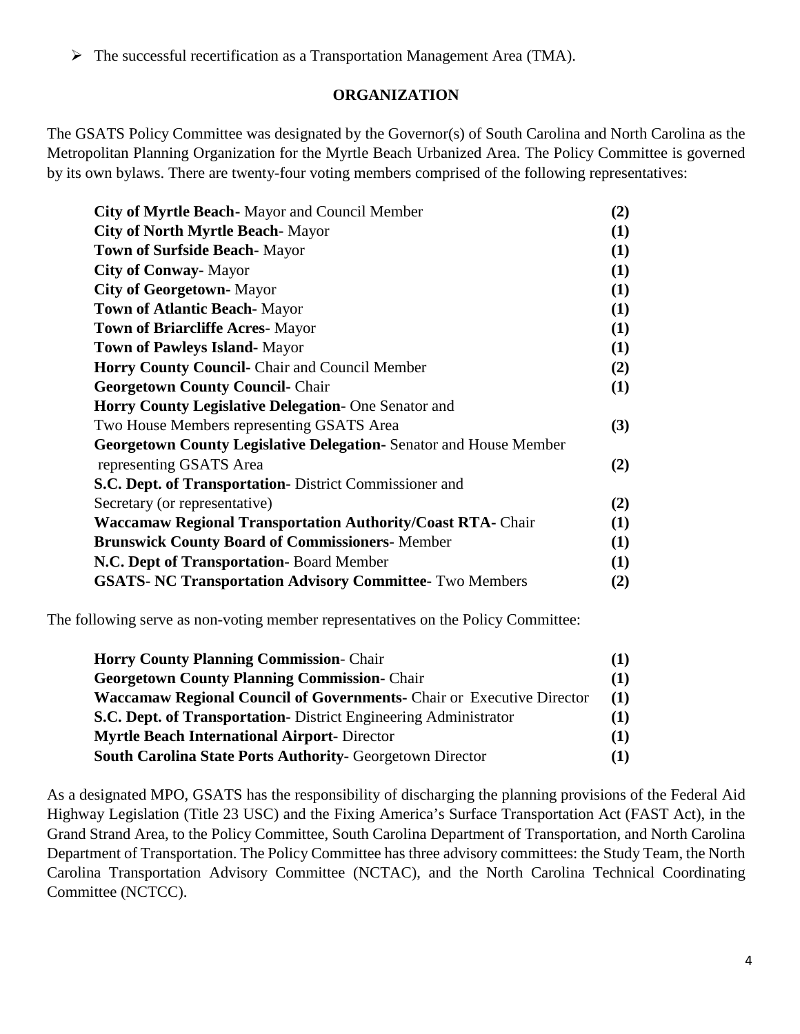- ➢ The successful recertification as a Transportation Management Area (TMA).

## ORGANIZATION

The GSATS Policy Committee was designated by the Governor(s) of South Carolina and North Carolina as the Metropolitan Planning Organization for the Myrtle Beach Urbanized Area. The Policy Committee is governed by its own bylaws. There are twenty-four voting members comprised of the following representatives:

| Representative | Number |
|---|---|
| **City of Myrtle Beach-** Mayor and Council Member | **(2)** |
| **City of North Myrtle Beach-** Mayor | **(1)** |
| **Town of Surfside Beach-** Mayor | **(1)** |
| **City of Conway-** Mayor | **(1)** |
| **City of Georgetown-** Mayor | **(1)** |
| **Town of Atlantic Beach-** Mayor | **(1)** |
| **Town of Briarcliffe Acres-** Mayor | **(1)** |
| **Town of Pawleys Island-** Mayor | **(1)** |
| **Horry County Council-** Chair and Council Member | **(2)** |
| **Georgetown County Council-** Chair | **(1)** |
| **Horry County Legislative Delegation-** One Senator and Two House Members representing GSATS Area | **(3)** |
| **Georgetown County Legislative Delegation-** Senator and House Member representing GSATS Area | **(2)** |
| **S.C. Dept. of Transportation-** District Commissioner and Secretary (or representative) | **(2)** |
| **Waccamaw Regional Transportation Authority/Coast RTA-** Chair | **(1)** |
| **Brunswick County Board of Commissioners-** Member | **(1)** |
| **N.C. Dept of Transportation-** Board Member | **(1)** |
| **GSATS- NC Transportation Advisory Committee-** Two Members | **(2)** |

The following serve as non-voting member representatives on the Policy Committee:

| Representative | Number |
|---|---|
| **Horry County Planning Commission**- Chair | **(1)** |
| **Georgetown County Planning Commission-** Chair | **(1)** |
| **Waccamaw Regional Council of Governments-** Chair or Executive Director | **(1)** |
| **S.C. Dept. of Transportation-** District Engineering Administrator | **(1)** |
| **Myrtle Beach International Airport-** Director | **(1)** |
| **South Carolina State Ports Authority-** Georgetown Director | **(1)** |

As a designated MPO, GSATS has the responsibility of discharging the planning provisions of the Federal Aid Highway Legislation (Title 23 USC) and the Fixing America's Surface Transportation Act (FAST Act), in the Grand Strand Area, to the Policy Committee, South Carolina Department of Transportation, and North Carolina Department of Transportation. The Policy Committee has three advisory committees: the Study Team, the North Carolina Transportation Advisory Committee (NCTAC), and the North Carolina Technical Coordinating Committee (NCTCC).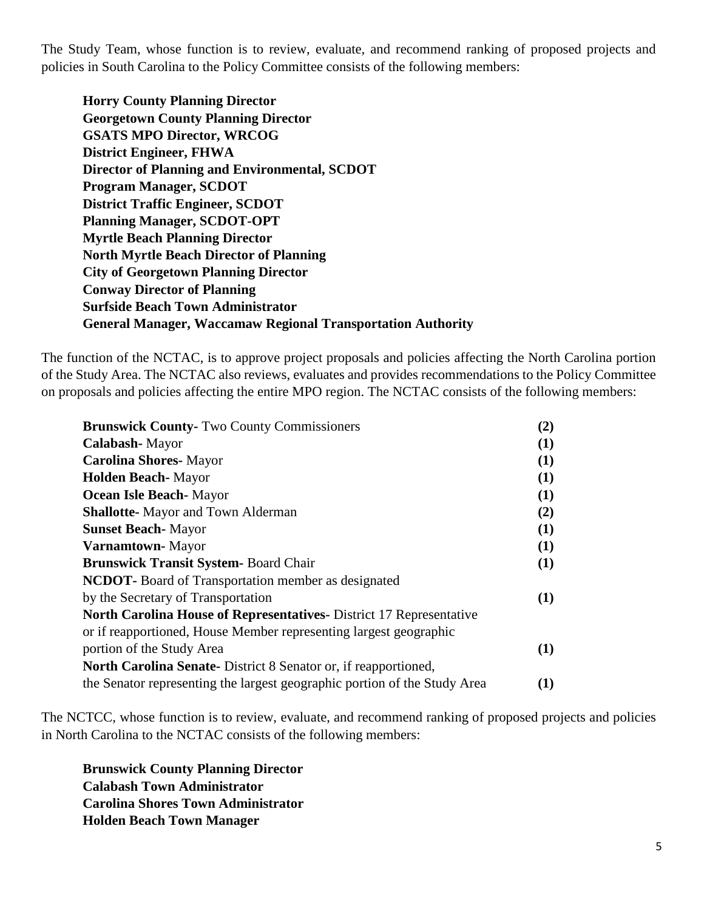The Study Team, whose function is to review, evaluate, and recommend ranking of proposed projects and policies in South Carolina to the Policy Committee consists of the following members:

**Horry County Planning Director**
**Georgetown County Planning Director**
**GSATS MPO Director, WRCOG**
**District Engineer, FHWA**
**Director of Planning and Environmental, SCDOT**
**Program Manager, SCDOT**
**District Traffic Engineer, SCDOT**
**Planning Manager, SCDOT-OPT**
**Myrtle Beach Planning Director**
**North Myrtle Beach Director of Planning**
**City of Georgetown Planning Director**
**Conway Director of Planning**
**Surfside Beach Town Administrator**
**General Manager, Waccamaw Regional Transportation Authority**

The function of the NCTAC, is to approve project proposals and policies affecting the North Carolina portion of the Study Area. The NCTAC also reviews, evaluates and provides recommendations to the Policy Committee on proposals and policies affecting the entire MPO region. The NCTAC consists of the following members:

| | |
|---|---|
| **Brunswick County-** Two County Commissioners | **(2)** |
| **Calabash-** Mayor | **(1)** |
| **Carolina Shores-** Mayor | **(1)** |
| **Holden Beach-** Mayor | **(1)** |
| **Ocean Isle Beach-** Mayor | **(1)** |
| **Shallotte-** Mayor and Town Alderman | **(2)** |
| **Sunset Beach-** Mayor | **(1)** |
| **Varnamtown-** Mayor | **(1)** |
| **Brunswick Transit System-** Board Chair | **(1)** |
| **NCDOT-** Board of Transportation member as designated by the Secretary of Transportation | **(1)** |
| **North Carolina House of Representatives-** District 17 Representative or if reapportioned, House Member representing largest geographic portion of the Study Area | **(1)** |
| **North Carolina Senate-** District 8 Senator or, if reapportioned, the Senator representing the largest geographic portion of the Study Area | **(1)** |

The NCTCC, whose function is to review, evaluate, and recommend ranking of proposed projects and policies in North Carolina to the NCTAC consists of the following members:

**Brunswick County Planning Director**
**Calabash Town Administrator**
**Carolina Shores Town Administrator**
**Holden Beach Town Manager**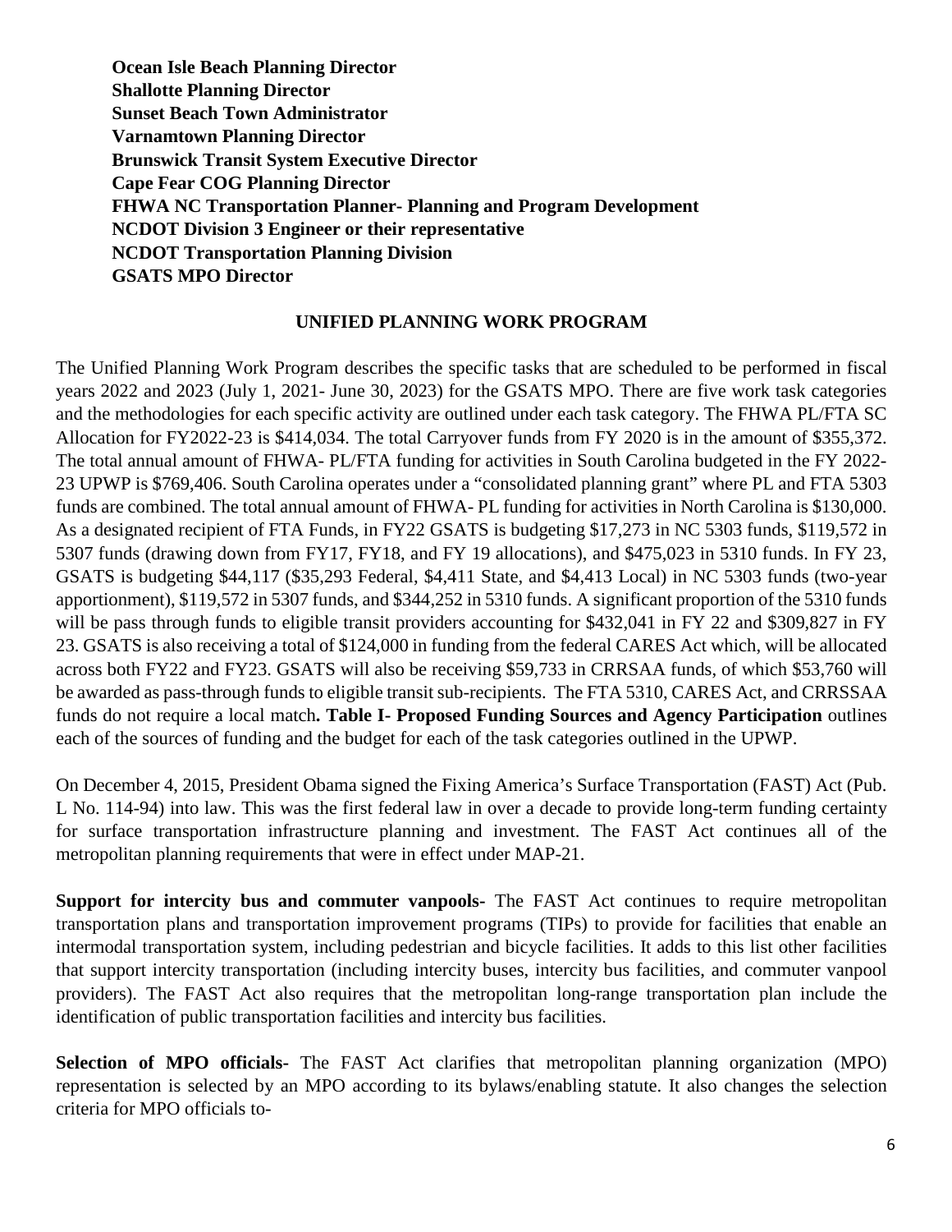**Ocean Isle Beach Planning Director**
**Shallotte Planning Director**
**Sunset Beach Town Administrator**
**Varnamtown Planning Director**
**Brunswick Transit System Executive Director**
**Cape Fear COG Planning Director**
**FHWA NC Transportation Planner- Planning and Program Development**
**NCDOT Division 3 Engineer or their representative**
**NCDOT Transportation Planning Division**
**GSATS MPO Director**

## UNIFIED PLANNING WORK PROGRAM

The Unified Planning Work Program describes the specific tasks that are scheduled to be performed in fiscal years 2022 and 2023 (July 1, 2021- June 30, 2023) for the GSATS MPO. There are five work task categories and the methodologies for each specific activity are outlined under each task category. The FHWA PL/FTA SC Allocation for FY2022-23 is $414,034. The total Carryover funds from FY 2020 is in the amount of $355,372. The total annual amount of FHWA- PL/FTA funding for activities in South Carolina budgeted in the FY 2022-23 UPWP is $769,406. South Carolina operates under a "consolidated planning grant" where PL and FTA 5303 funds are combined. The total annual amount of FHWA- PL funding for activities in North Carolina is $130,000. As a designated recipient of FTA Funds, in FY22 GSATS is budgeting $17,273 in NC 5303 funds, $119,572 in 5307 funds (drawing down from FY17, FY18, and FY 19 allocations), and $475,023 in 5310 funds. In FY 23, GSATS is budgeting $44,117 ($35,293 Federal, $4,411 State, and $4,413 Local) in NC 5303 funds (two-year apportionment), $119,572 in 5307 funds, and $344,252 in 5310 funds. A significant proportion of the 5310 funds will be pass through funds to eligible transit providers accounting for $432,041 in FY 22 and $309,827 in FY 23. GSATS is also receiving a total of $124,000 in funding from the federal CARES Act which, will be allocated across both FY22 and FY23. GSATS will also be receiving $59,733 in CRRSAA funds, of which $53,760 will be awarded as pass-through funds to eligible transit sub-recipients. The FTA 5310, CARES Act, and CRRSSAA funds do not require a local match**. Table I- Proposed Funding Sources and Agency Participation** outlines each of the sources of funding and the budget for each of the task categories outlined in the UPWP.

On December 4, 2015, President Obama signed the Fixing America's Surface Transportation (FAST) Act (Pub. L No. 114-94) into law. This was the first federal law in over a decade to provide long-term funding certainty for surface transportation infrastructure planning and investment. The FAST Act continues all of the metropolitan planning requirements that were in effect under MAP-21.

**Support for intercity bus and commuter vanpools-** The FAST Act continues to require metropolitan transportation plans and transportation improvement programs (TIPs) to provide for facilities that enable an intermodal transportation system, including pedestrian and bicycle facilities. It adds to this list other facilities that support intercity transportation (including intercity buses, intercity bus facilities, and commuter vanpool providers). The FAST Act also requires that the metropolitan long-range transportation plan include the identification of public transportation facilities and intercity bus facilities.

**Selection of MPO officials-** The FAST Act clarifies that metropolitan planning organization (MPO) representation is selected by an MPO according to its bylaws/enabling statute. It also changes the selection criteria for MPO officials to-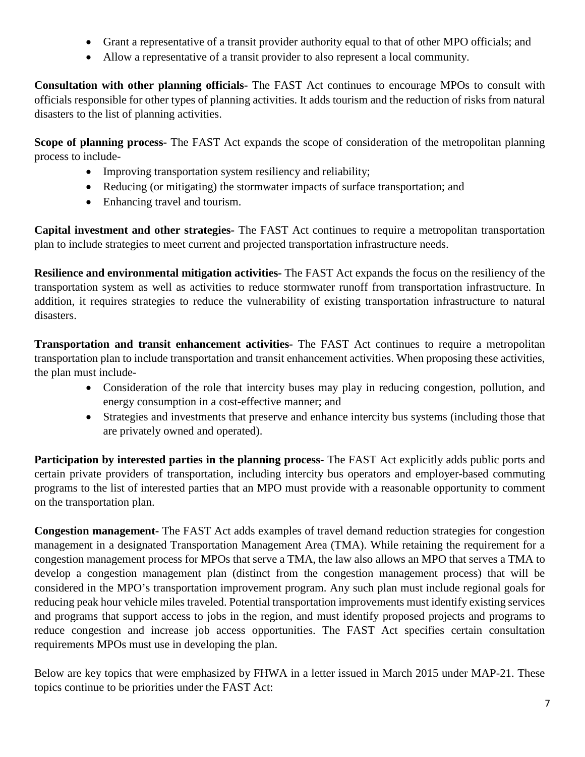- Grant a representative of a transit provider authority equal to that of other MPO officials; and
- Allow a representative of a transit provider to also represent a local community.

**Consultation with other planning officials-** The FAST Act continues to encourage MPOs to consult with officials responsible for other types of planning activities. It adds tourism and the reduction of risks from natural disasters to the list of planning activities.

**Scope of planning process-** The FAST Act expands the scope of consideration of the metropolitan planning process to include-

- Improving transportation system resiliency and reliability;
- Reducing (or mitigating) the stormwater impacts of surface transportation; and
- Enhancing travel and tourism.

**Capital investment and other strategies-** The FAST Act continues to require a metropolitan transportation plan to include strategies to meet current and projected transportation infrastructure needs.

**Resilience and environmental mitigation activities-** The FAST Act expands the focus on the resiliency of the transportation system as well as activities to reduce stormwater runoff from transportation infrastructure. In addition, it requires strategies to reduce the vulnerability of existing transportation infrastructure to natural disasters.

**Transportation and transit enhancement activities-** The FAST Act continues to require a metropolitan transportation plan to include transportation and transit enhancement activities. When proposing these activities, the plan must include-

- Consideration of the role that intercity buses may play in reducing congestion, pollution, and energy consumption in a cost-effective manner; and
- Strategies and investments that preserve and enhance intercity bus systems (including those that are privately owned and operated).

**Participation by interested parties in the planning process-** The FAST Act explicitly adds public ports and certain private providers of transportation, including intercity bus operators and employer-based commuting programs to the list of interested parties that an MPO must provide with a reasonable opportunity to comment on the transportation plan.

**Congestion management-** The FAST Act adds examples of travel demand reduction strategies for congestion management in a designated Transportation Management Area (TMA). While retaining the requirement for a congestion management process for MPOs that serve a TMA, the law also allows an MPO that serves a TMA to develop a congestion management plan (distinct from the congestion management process) that will be considered in the MPO's transportation improvement program. Any such plan must include regional goals for reducing peak hour vehicle miles traveled. Potential transportation improvements must identify existing services and programs that support access to jobs in the region, and must identify proposed projects and programs to reduce congestion and increase job access opportunities. The FAST Act specifies certain consultation requirements MPOs must use in developing the plan.

Below are key topics that were emphasized by FHWA in a letter issued in March 2015 under MAP-21. These topics continue to be priorities under the FAST Act: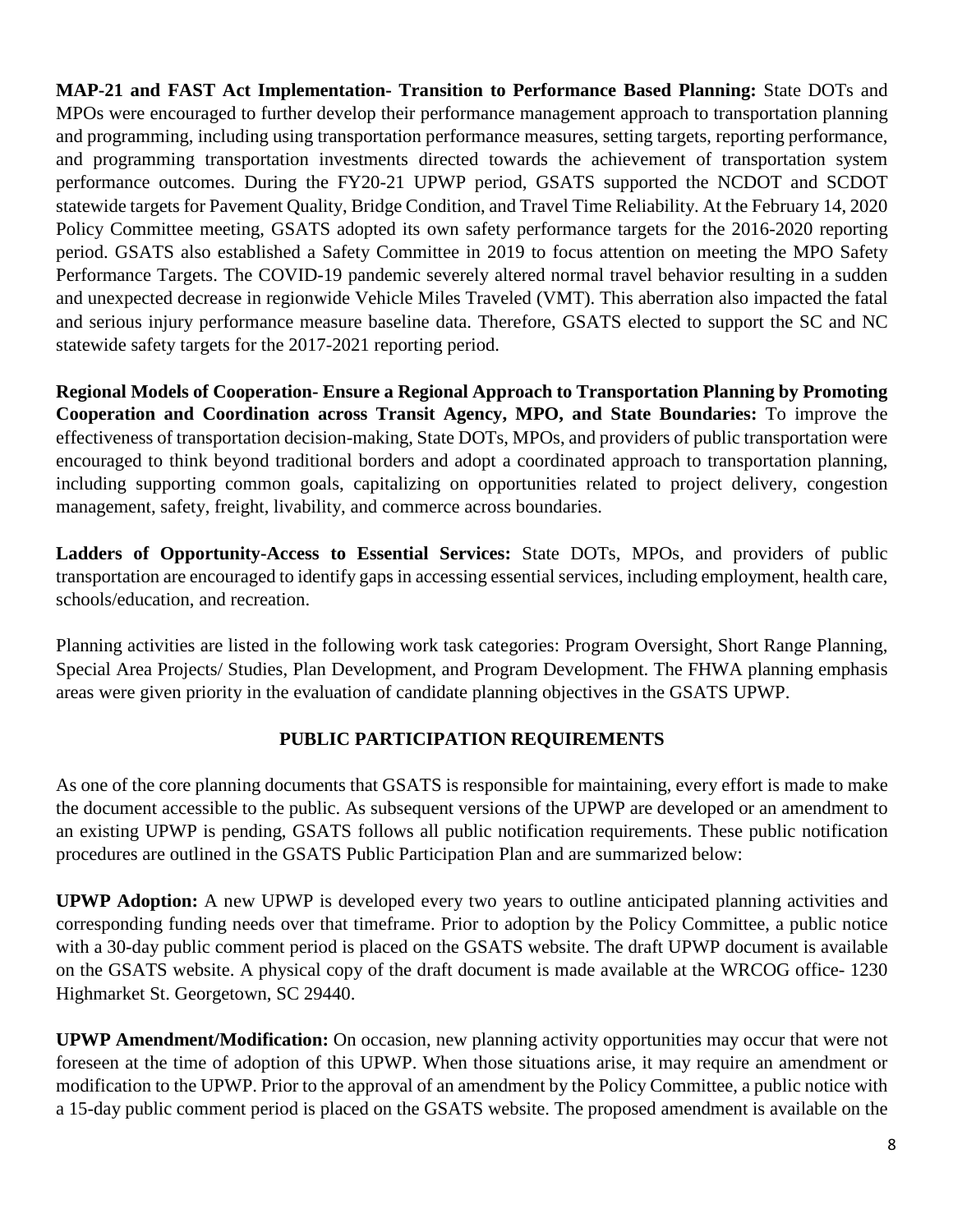**MAP-21 and FAST Act Implementation- Transition to Performance Based Planning:** State DOTs and MPOs were encouraged to further develop their performance management approach to transportation planning and programming, including using transportation performance measures, setting targets, reporting performance, and programming transportation investments directed towards the achievement of transportation system performance outcomes. During the FY20-21 UPWP period, GSATS supported the NCDOT and SCDOT statewide targets for Pavement Quality, Bridge Condition, and Travel Time Reliability. At the February 14, 2020 Policy Committee meeting, GSATS adopted its own safety performance targets for the 2016-2020 reporting period. GSATS also established a Safety Committee in 2019 to focus attention on meeting the MPO Safety Performance Targets. The COVID-19 pandemic severely altered normal travel behavior resulting in a sudden and unexpected decrease in regionwide Vehicle Miles Traveled (VMT). This aberration also impacted the fatal and serious injury performance measure baseline data. Therefore, GSATS elected to support the SC and NC statewide safety targets for the 2017-2021 reporting period.

**Regional Models of Cooperation- Ensure a Regional Approach to Transportation Planning by Promoting Cooperation and Coordination across Transit Agency, MPO, and State Boundaries:** To improve the effectiveness of transportation decision-making, State DOTs, MPOs, and providers of public transportation were encouraged to think beyond traditional borders and adopt a coordinated approach to transportation planning, including supporting common goals, capitalizing on opportunities related to project delivery, congestion management, safety, freight, livability, and commerce across boundaries.

**Ladders of Opportunity-Access to Essential Services:** State DOTs, MPOs, and providers of public transportation are encouraged to identify gaps in accessing essential services, including employment, health care, schools/education, and recreation.

Planning activities are listed in the following work task categories: Program Oversight, Short Range Planning, Special Area Projects/ Studies, Plan Development, and Program Development. The FHWA planning emphasis areas were given priority in the evaluation of candidate planning objectives in the GSATS UPWP.

## PUBLIC PARTICIPATION REQUIREMENTS

As one of the core planning documents that GSATS is responsible for maintaining, every effort is made to make the document accessible to the public. As subsequent versions of the UPWP are developed or an amendment to an existing UPWP is pending, GSATS follows all public notification requirements. These public notification procedures are outlined in the GSATS Public Participation Plan and are summarized below:

**UPWP Adoption:** A new UPWP is developed every two years to outline anticipated planning activities and corresponding funding needs over that timeframe. Prior to adoption by the Policy Committee, a public notice with a 30-day public comment period is placed on the GSATS website. The draft UPWP document is available on the GSATS website. A physical copy of the draft document is made available at the WRCOG office- 1230 Highmarket St. Georgetown, SC 29440.

**UPWP Amendment/Modification:** On occasion, new planning activity opportunities may occur that were not foreseen at the time of adoption of this UPWP. When those situations arise, it may require an amendment or modification to the UPWP. Prior to the approval of an amendment by the Policy Committee, a public notice with a 15-day public comment period is placed on the GSATS website. The proposed amendment is available on the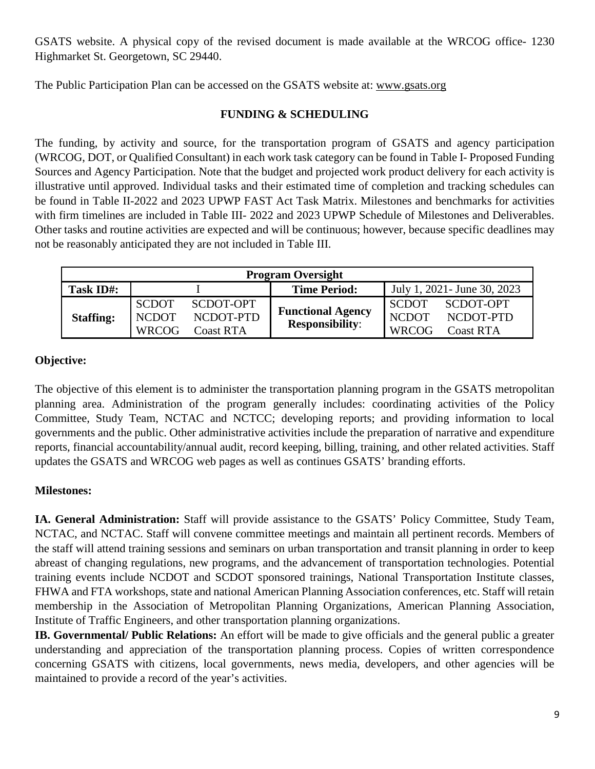GSATS website. A physical copy of the revised document is made available at the WRCOG office- 1230 Highmarket St. Georgetown, SC 29440.

The Public Participation Plan can be accessed on the GSATS website at: www.gsats.org

## FUNDING & SCHEDULING

The funding, by activity and source, for the transportation program of GSATS and agency participation (WRCOG, DOT, or Qualified Consultant) in each work task category can be found in Table I- Proposed Funding Sources and Agency Participation. Note that the budget and projected work product delivery for each activity is illustrative until approved. Individual tasks and their estimated time of completion and tracking schedules can be found in Table II-2022 and 2023 UPWP FAST Act Task Matrix. Milestones and benchmarks for activities with firm timelines are included in Table III- 2022 and 2023 UPWP Schedule of Milestones and Deliverables. Other tasks and routine activities are expected and will be continuous; however, because specific deadlines may not be reasonably anticipated they are not included in Table III.

| **Program Oversight** | | | |
|---|---|---|---|
| **Task ID#:** | I | **Time Period:** | July 1, 2021- June 30, 2023 |
| **Staffing:** | SCDOT SCDOT-OPT<br>NCDOT NCDOT-PTD<br>WRCOG Coast RTA | **Functional Agency Responsibility**: | SCDOT SCDOT-OPT<br>NCDOT NCDOT-PTD<br>WRCOG Coast RTA |

**Objective:**

The objective of this element is to administer the transportation planning program in the GSATS metropolitan planning area. Administration of the program generally includes: coordinating activities of the Policy Committee, Study Team, NCTAC and NCTCC; developing reports; and providing information to local governments and the public. Other administrative activities include the preparation of narrative and expenditure reports, financial accountability/annual audit, record keeping, billing, training, and other related activities. Staff updates the GSATS and WRCOG web pages as well as continues GSATS' branding efforts.

**Milestones:**

**IA. General Administration:** Staff will provide assistance to the GSATS' Policy Committee, Study Team, NCTAC, and NCTAC. Staff will convene committee meetings and maintain all pertinent records. Members of the staff will attend training sessions and seminars on urban transportation and transit planning in order to keep abreast of changing regulations, new programs, and the advancement of transportation technologies. Potential training events include NCDOT and SCDOT sponsored trainings, National Transportation Institute classes, FHWA and FTA workshops, state and national American Planning Association conferences, etc. Staff will retain membership in the Association of Metropolitan Planning Organizations, American Planning Association, Institute of Traffic Engineers, and other transportation planning organizations.

**IB. Governmental/ Public Relations:** An effort will be made to give officials and the general public a greater understanding and appreciation of the transportation planning process. Copies of written correspondence concerning GSATS with citizens, local governments, news media, developers, and other agencies will be maintained to provide a record of the year's activities.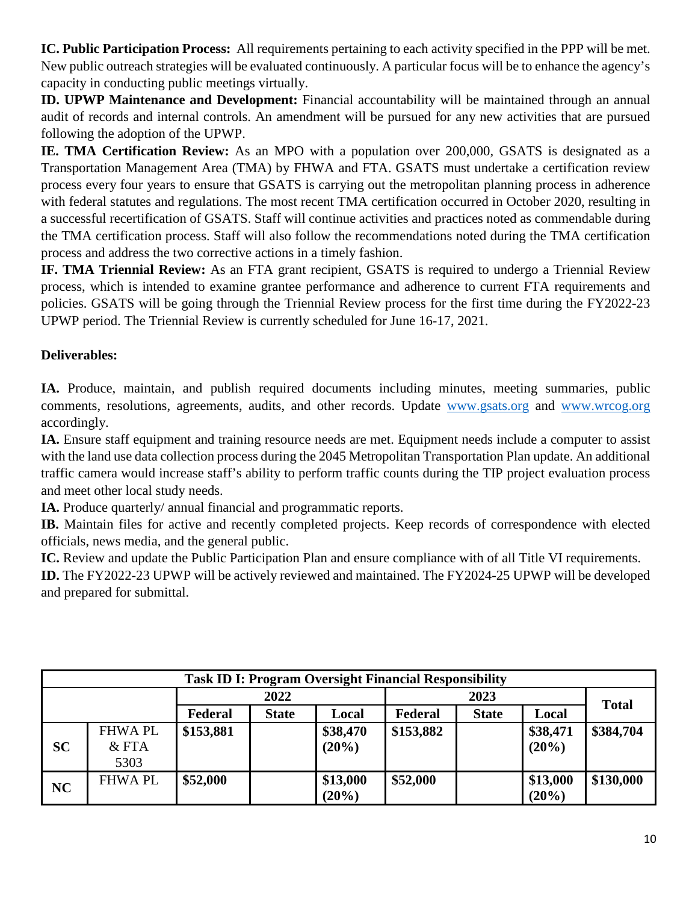**IC. Public Participation Process:** All requirements pertaining to each activity specified in the PPP will be met. New public outreach strategies will be evaluated continuously. A particular focus will be to enhance the agency's capacity in conducting public meetings virtually.

**ID. UPWP Maintenance and Development:** Financial accountability will be maintained through an annual audit of records and internal controls. An amendment will be pursued for any new activities that are pursued following the adoption of the UPWP.

**IE. TMA Certification Review:** As an MPO with a population over 200,000, GSATS is designated as a Transportation Management Area (TMA) by FHWA and FTA. GSATS must undertake a certification review process every four years to ensure that GSATS is carrying out the metropolitan planning process in adherence with federal statutes and regulations. The most recent TMA certification occurred in October 2020, resulting in a successful recertification of GSATS. Staff will continue activities and practices noted as commendable during the TMA certification process. Staff will also follow the recommendations noted during the TMA certification process and address the two corrective actions in a timely fashion.

**IF. TMA Triennial Review:** As an FTA grant recipient, GSATS is required to undergo a Triennial Review process, which is intended to examine grantee performance and adherence to current FTA requirements and policies. GSATS will be going through the Triennial Review process for the first time during the FY2022-23 UPWP period. The Triennial Review is currently scheduled for June 16-17, 2021.

**Deliverables:**

**IA.** Produce, maintain, and publish required documents including minutes, meeting summaries, public comments, resolutions, agreements, audits, and other records. Update www.gsats.org and www.wrcog.org accordingly.

**IA.** Ensure staff equipment and training resource needs are met. Equipment needs include a computer to assist with the land use data collection process during the 2045 Metropolitan Transportation Plan update. An additional traffic camera would increase staff's ability to perform traffic counts during the TIP project evaluation process and meet other local study needs.

**IA.** Produce quarterly/ annual financial and programmatic reports.

**IB.** Maintain files for active and recently completed projects. Keep records of correspondence with elected officials, news media, and the general public.

**IC.** Review and update the Public Participation Plan and ensure compliance with of all Title VI requirements.

**ID.** The FY2022-23 UPWP will be actively reviewed and maintained. The FY2024-25 UPWP will be developed and prepared for submittal.

| **Task ID I: Program Oversight Financial Responsibility** | | | | | | | | |
|---|---|---|---|---|---|---|---|---|
| | | **2022** | | | **2023** | | | **Total** |
| | | **Federal** | **State** | **Local** | **Federal** | **State** | **Local** | |
| **SC** | FHWA PL & FTA 5303 | **$153,881** | | **$38,470 (20%)** | **$153,882** | | **$38,471 (20%)** | **$384,704** |
| **NC** | FHWA PL | **$52,000** | | **$13,000 (20%)** | **$52,000** | | **$13,000 (20%)** | **$130,000** |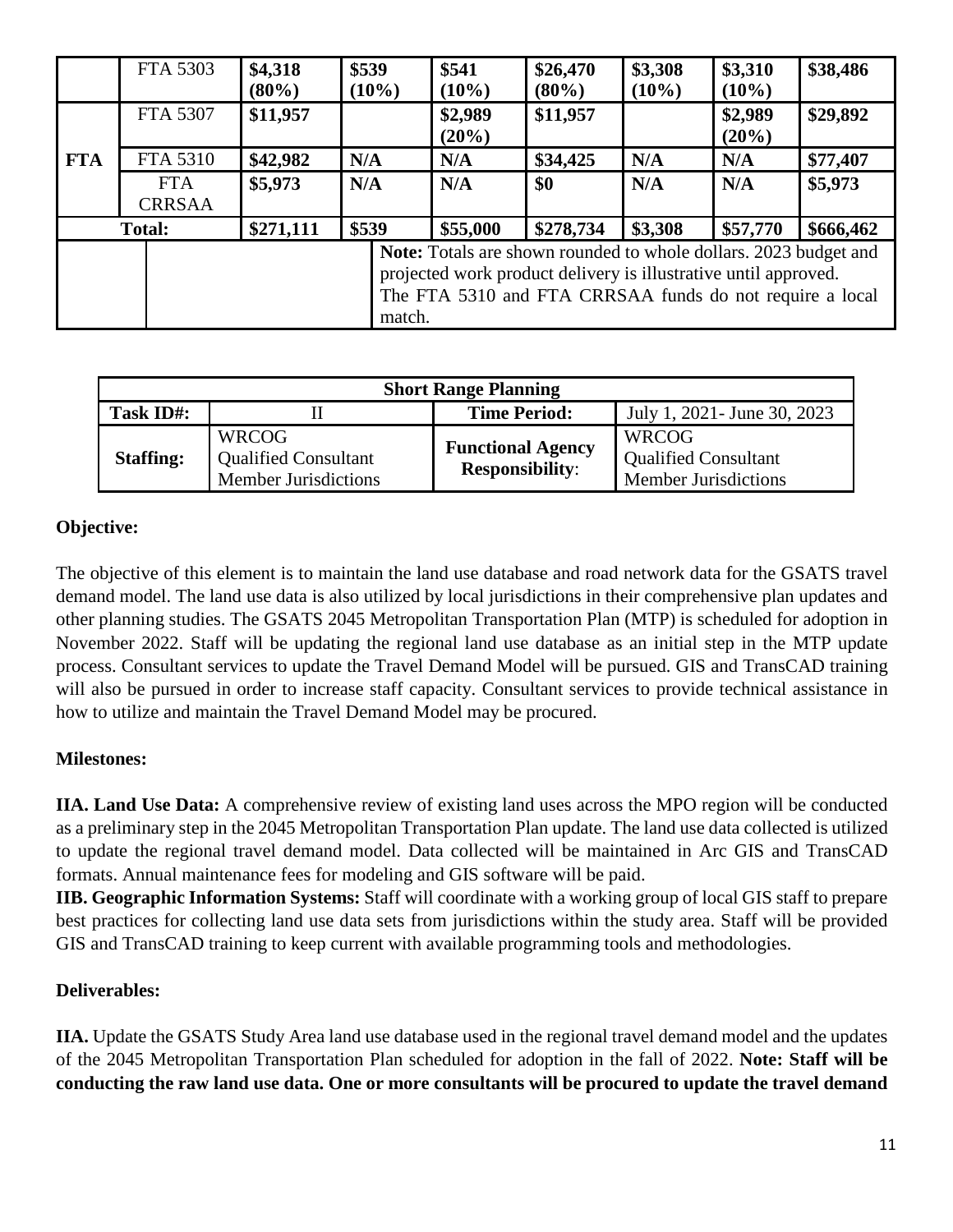| | FTA 5303 | $4,318 (80%) | $539 (10%) | $541 (10%) | $26,470 (80%) | $3,308 (10%) | $3,310 (10%) | $38,486 |
|---|---|---|---|---|---|---|---|---|
| **FTA** | FTA 5307 | $11,957 | | $2,989 (20%) | $11,957 | | $2,989 (20%) | $29,892 |
| | FTA 5310 | $42,982 | N/A | N/A | $34,425 | N/A | N/A | $77,407 |
| | FTA CRRSAA | $5,973 | N/A | N/A | $0 | N/A | N/A | $5,973 |
| **Total:** | | $271,111 | $539 | $55,000 | $278,734 | $3,308 | $57,770 | $666,462 |
| | | | | **Note:** Totals are shown rounded to whole dollars. 2023 budget and projected work product delivery is illustrative until approved. The FTA 5310 and FTA CRRSAA funds do not require a local match. | | | | |

| **Short Range Planning** | | | |
|---|---|---|---|
| **Task ID#:** | II | **Time Period:** | July 1, 2021- June 30, 2023 |
| **Staffing:** | WRCOG<br>Qualified Consultant<br>Member Jurisdictions | **Functional Agency Responsibility**: | WRCOG<br>Qualified Consultant<br>Member Jurisdictions |

**Objective:**

The objective of this element is to maintain the land use database and road network data for the GSATS travel demand model. The land use data is also utilized by local jurisdictions in their comprehensive plan updates and other planning studies. The GSATS 2045 Metropolitan Transportation Plan (MTP) is scheduled for adoption in November 2022. Staff will be updating the regional land use database as an initial step in the MTP update process. Consultant services to update the Travel Demand Model will be pursued. GIS and TransCAD training will also be pursued in order to increase staff capacity. Consultant services to provide technical assistance in how to utilize and maintain the Travel Demand Model may be procured.

**Milestones:**

**IIA. Land Use Data:** A comprehensive review of existing land uses across the MPO region will be conducted as a preliminary step in the 2045 Metropolitan Transportation Plan update. The land use data collected is utilized to update the regional travel demand model. Data collected will be maintained in Arc GIS and TransCAD formats. Annual maintenance fees for modeling and GIS software will be paid.

**IIB. Geographic Information Systems:** Staff will coordinate with a working group of local GIS staff to prepare best practices for collecting land use data sets from jurisdictions within the study area. Staff will be provided GIS and TransCAD training to keep current with available programming tools and methodologies.

**Deliverables:**

**IIA.** Update the GSATS Study Area land use database used in the regional travel demand model and the updates of the 2045 Metropolitan Transportation Plan scheduled for adoption in the fall of 2022. **Note: Staff will be conducting the raw land use data. One or more consultants will be procured to update the travel demand**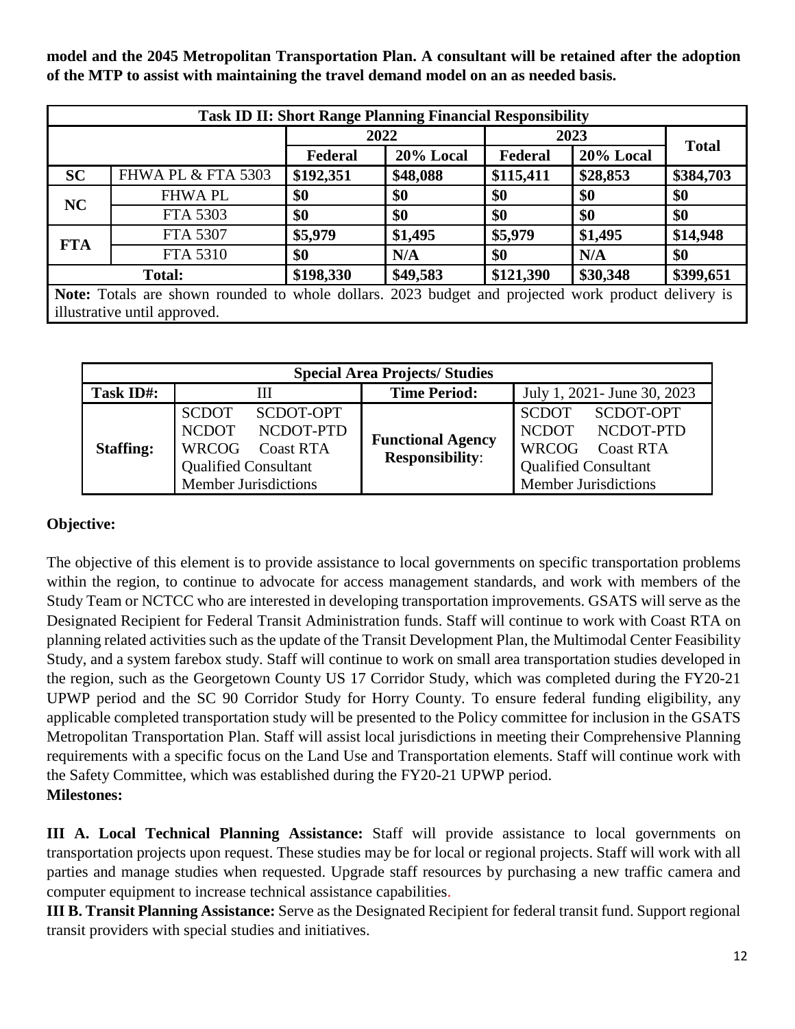**model and the 2045 Metropolitan Transportation Plan. A consultant will be retained after the adoption of the MTP to assist with maintaining the travel demand model on an as needed basis.**

| Task ID II: Short Range Planning Financial Responsibility | | | | | | |
|---|---|---|---|---|---|---|
| | | 2022 | | 2023 | | Total |
| | | Federal | 20% Local | Federal | 20% Local | |
| SC | FHWA PL & FTA 5303 | $192,351 | $48,088 | $115,411 | $28,853 | $384,703 |
| NC | FHWA PL | $0 | $0 | $0 | $0 | $0 |
| | FTA 5303 | $0 | $0 | $0 | $0 | $0 |
| FTA | FTA 5307 | $5,979 | $1,495 | $5,979 | $1,495 | $14,948 |
| | FTA 5310 | $0 | N/A | $0 | N/A | $0 |
| Total: | | $198,330 | $49,583 | $121,390 | $30,348 | $399,651 |
| **Note:** Totals are shown rounded to whole dollars. 2023 budget and projected work product delivery is illustrative until approved. | | | | | | |

| Special Area Projects/ Studies | | | |
|---|---|---|---|
| Task ID#: | III | Time Period: | July 1, 2021- June 30, 2023 |
| Staffing: | SCDOT SCDOT-OPT NCDOT NCDOT-PTD WRCOG Coast RTA Qualified Consultant Member Jurisdictions | Functional Agency Responsibility: | SCDOT SCDOT-OPT NCDOT NCDOT-PTD WRCOG Coast RTA Qualified Consultant Member Jurisdictions |

**Objective:**

The objective of this element is to provide assistance to local governments on specific transportation problems within the region, to continue to advocate for access management standards, and work with members of the Study Team or NCTCC who are interested in developing transportation improvements. GSATS will serve as the Designated Recipient for Federal Transit Administration funds. Staff will continue to work with Coast RTA on planning related activities such as the update of the Transit Development Plan, the Multimodal Center Feasibility Study, and a system farebox study. Staff will continue to work on small area transportation studies developed in the region, such as the Georgetown County US 17 Corridor Study, which was completed during the FY20-21 UPWP period and the SC 90 Corridor Study for Horry County. To ensure federal funding eligibility, any applicable completed transportation study will be presented to the Policy committee for inclusion in the GSATS Metropolitan Transportation Plan. Staff will assist local jurisdictions in meeting their Comprehensive Planning requirements with a specific focus on the Land Use and Transportation elements. Staff will continue work with the Safety Committee, which was established during the FY20-21 UPWP period.

**Milestones:**

**III A. Local Technical Planning Assistance:** Staff will provide assistance to local governments on transportation projects upon request. These studies may be for local or regional projects. Staff will work with all parties and manage studies when requested. Upgrade staff resources by purchasing a new traffic camera and computer equipment to increase technical assistance capabilities.

**III B. Transit Planning Assistance:** Serve as the Designated Recipient for federal transit fund. Support regional transit providers with special studies and initiatives.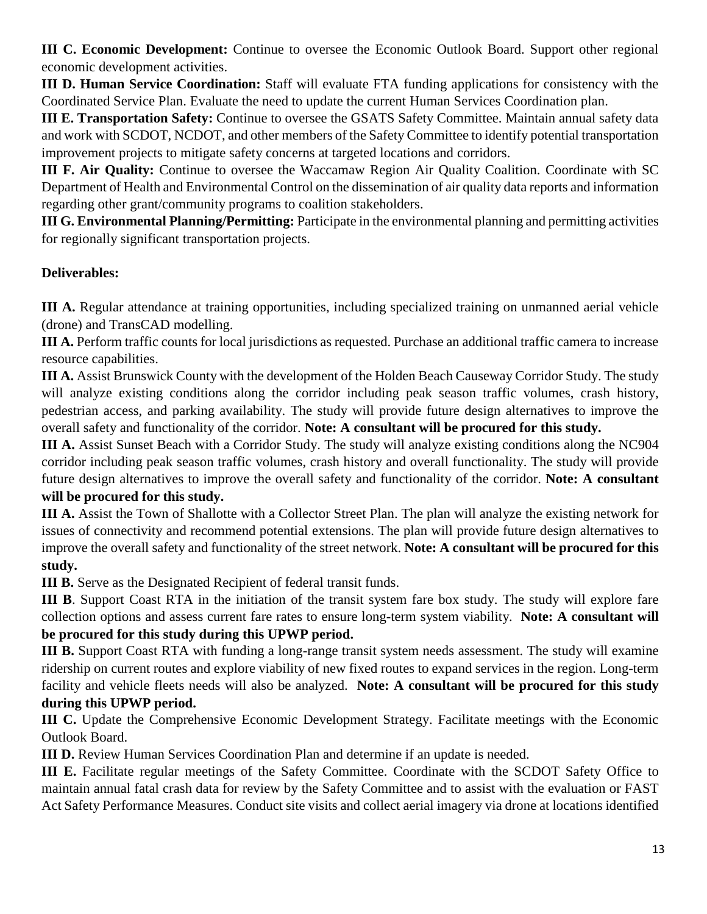**III C. Economic Development:** Continue to oversee the Economic Outlook Board. Support other regional economic development activities.

**III D. Human Service Coordination:** Staff will evaluate FTA funding applications for consistency with the Coordinated Service Plan. Evaluate the need to update the current Human Services Coordination plan.

**III E. Transportation Safety:** Continue to oversee the GSATS Safety Committee. Maintain annual safety data and work with SCDOT, NCDOT, and other members of the Safety Committee to identify potential transportation improvement projects to mitigate safety concerns at targeted locations and corridors.

**III F. Air Quality:** Continue to oversee the Waccamaw Region Air Quality Coalition. Coordinate with SC Department of Health and Environmental Control on the dissemination of air quality data reports and information regarding other grant/community programs to coalition stakeholders.

**III G. Environmental Planning/Permitting:** Participate in the environmental planning and permitting activities for regionally significant transportation projects.

**Deliverables:**

**III A.** Regular attendance at training opportunities, including specialized training on unmanned aerial vehicle (drone) and TransCAD modelling.

**III A.** Perform traffic counts for local jurisdictions as requested. Purchase an additional traffic camera to increase resource capabilities.

**III A.** Assist Brunswick County with the development of the Holden Beach Causeway Corridor Study. The study will analyze existing conditions along the corridor including peak season traffic volumes, crash history, pedestrian access, and parking availability. The study will provide future design alternatives to improve the overall safety and functionality of the corridor. **Note: A consultant will be procured for this study.**

**III A.** Assist Sunset Beach with a Corridor Study. The study will analyze existing conditions along the NC904 corridor including peak season traffic volumes, crash history and overall functionality. The study will provide future design alternatives to improve the overall safety and functionality of the corridor. **Note: A consultant will be procured for this study.**

**III A.** Assist the Town of Shallotte with a Collector Street Plan. The plan will analyze the existing network for issues of connectivity and recommend potential extensions. The plan will provide future design alternatives to improve the overall safety and functionality of the street network. **Note: A consultant will be procured for this study.**

**III B.** Serve as the Designated Recipient of federal transit funds.

**III B**. Support Coast RTA in the initiation of the transit system fare box study. The study will explore fare collection options and assess current fare rates to ensure long-term system viability. **Note: A consultant will be procured for this study during this UPWP period.**

**III B.** Support Coast RTA with funding a long-range transit system needs assessment. The study will examine ridership on current routes and explore viability of new fixed routes to expand services in the region. Long-term facility and vehicle fleets needs will also be analyzed. **Note: A consultant will be procured for this study during this UPWP period.**

**III C.** Update the Comprehensive Economic Development Strategy. Facilitate meetings with the Economic Outlook Board.

**III D.** Review Human Services Coordination Plan and determine if an update is needed.

**III E.** Facilitate regular meetings of the Safety Committee. Coordinate with the SCDOT Safety Office to maintain annual fatal crash data for review by the Safety Committee and to assist with the evaluation or FAST Act Safety Performance Measures. Conduct site visits and collect aerial imagery via drone at locations identified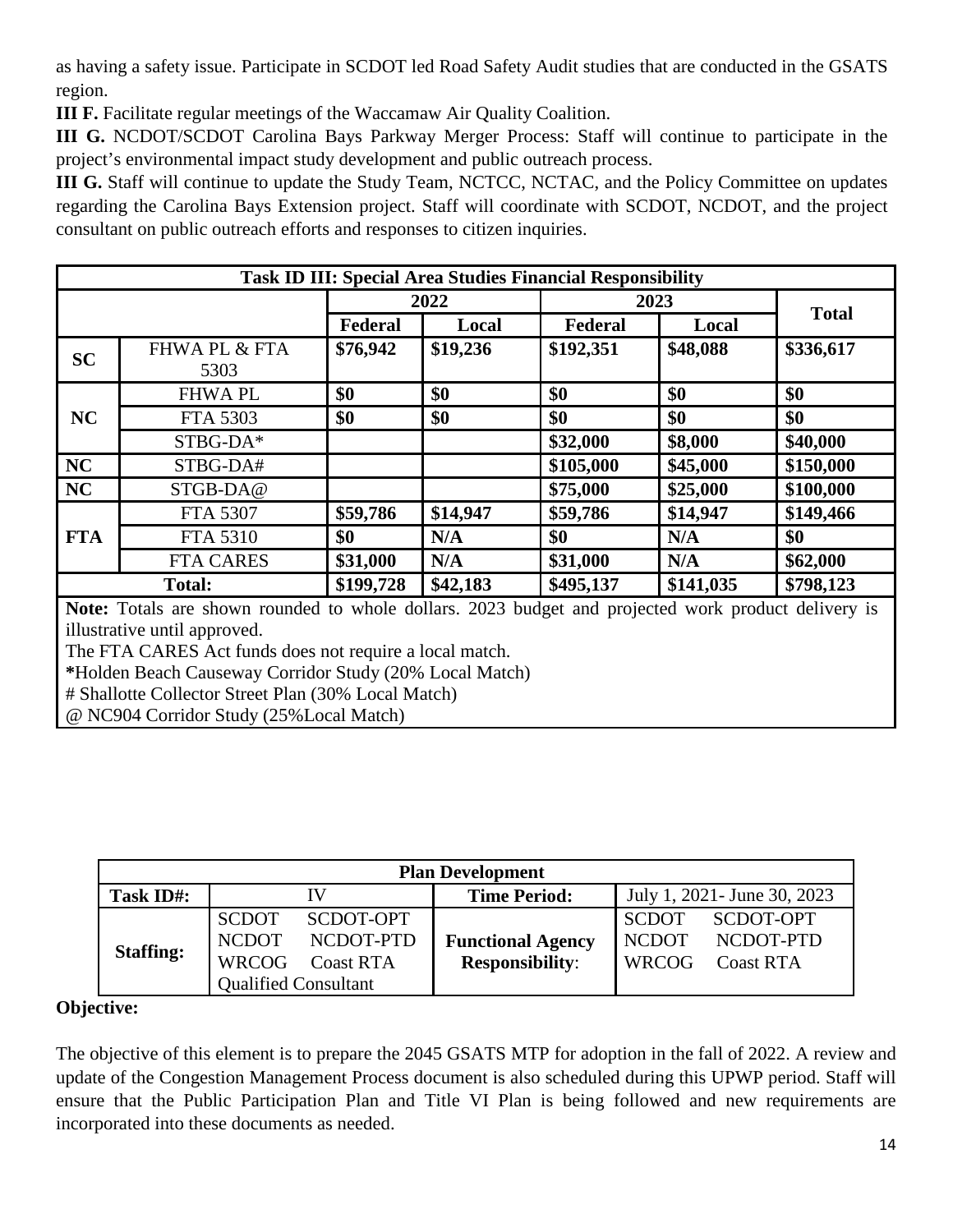as having a safety issue. Participate in SCDOT led Road Safety Audit studies that are conducted in the GSATS region.

**III F.** Facilitate regular meetings of the Waccamaw Air Quality Coalition.

**III G.** NCDOT/SCDOT Carolina Bays Parkway Merger Process: Staff will continue to participate in the project's environmental impact study development and public outreach process.

**III G.** Staff will continue to update the Study Team, NCTCC, NCTAC, and the Policy Committee on updates regarding the Carolina Bays Extension project. Staff will coordinate with SCDOT, NCDOT, and the project consultant on public outreach efforts and responses to citizen inquiries.

| **Task ID III: Special Area Studies Financial Responsibility** | | | | | | |
|---|---|---|---|---|---|---|
| | | **2022** | | **2023** | | **Total** |
| | | **Federal** | **Local** | **Federal** | **Local** | |
| **SC** | FHWA PL & FTA 5303 | **$76,942** | **$19,236** | **$192,351** | **$48,088** | **$336,617** |
| **NC** | FHWA PL | **$0** | **$0** | **$0** | **$0** | **$0** |
| | FTA 5303 | **$0** | **$0** | **$0** | **$0** | **$0** |
| | STBG-DA* | | | **$32,000** | **$8,000** | **$40,000** |
| **NC** | STBG-DA# | | | **$105,000** | **$45,000** | **$150,000** |
| **NC** | STGB-DA@ | | | **$75,000** | **$25,000** | **$100,000** |
| **FTA** | FTA 5307 | **$59,786** | **$14,947** | **$59,786** | **$14,947** | **$149,466** |
| | FTA 5310 | **$0** | **N/A** | **$0** | **N/A** | **$0** |
| | FTA CARES | **$31,000** | **N/A** | **$31,000** | **N/A** | **$62,000** |
| **Total:** | | **$199,728** | **$42,183** | **$495,137** | **$141,035** | **$798,123** |

**Note:** Totals are shown rounded to whole dollars. 2023 budget and projected work product delivery is illustrative until approved.
The FTA CARES Act funds does not require a local match.
*Holden Beach Causeway Corridor Study (20% Local Match)
# Shallotte Collector Street Plan (30% Local Match)
@ NC904 Corridor Study (25%Local Match)

| **Plan Development** | | | |
|---|---|---|---|
| **Task ID#:** | IV | **Time Period:** | July 1, 2021- June 30, 2023 |
| **Staffing:** | SCDOT SCDOT-OPT<br>NCDOT NCDOT-PTD<br>WRCOG Coast RTA<br>Qualified Consultant | **Functional Agency Responsibility**: | SCDOT SCDOT-OPT<br>NCDOT NCDOT-PTD<br>WRCOG Coast RTA |

**Objective:**

The objective of this element is to prepare the 2045 GSATS MTP for adoption in the fall of 2022. A review and update of the Congestion Management Process document is also scheduled during this UPWP period. Staff will ensure that the Public Participation Plan and Title VI Plan is being followed and new requirements are incorporated into these documents as needed.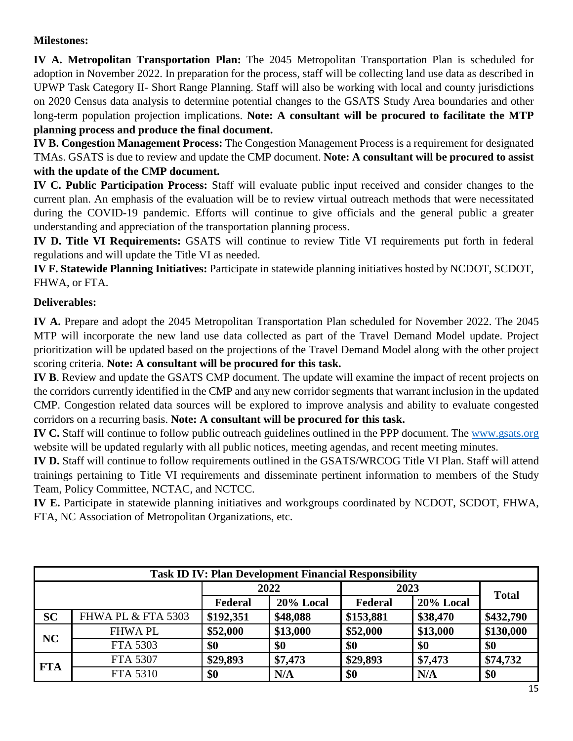**Milestones:**

**IV A. Metropolitan Transportation Plan:** The 2045 Metropolitan Transportation Plan is scheduled for adoption in November 2022. In preparation for the process, staff will be collecting land use data as described in UPWP Task Category II- Short Range Planning. Staff will also be working with local and county jurisdictions on 2020 Census data analysis to determine potential changes to the GSATS Study Area boundaries and other long-term population projection implications. **Note: A consultant will be procured to facilitate the MTP planning process and produce the final document.**

**IV B. Congestion Management Process:** The Congestion Management Process is a requirement for designated TMAs. GSATS is due to review and update the CMP document. **Note: A consultant will be procured to assist with the update of the CMP document.**

**IV C. Public Participation Process:** Staff will evaluate public input received and consider changes to the current plan. An emphasis of the evaluation will be to review virtual outreach methods that were necessitated during the COVID-19 pandemic. Efforts will continue to give officials and the general public a greater understanding and appreciation of the transportation planning process.

**IV D. Title VI Requirements:** GSATS will continue to review Title VI requirements put forth in federal regulations and will update the Title VI as needed.

**IV F. Statewide Planning Initiatives:** Participate in statewide planning initiatives hosted by NCDOT, SCDOT, FHWA, or FTA.

**Deliverables:**

**IV A.** Prepare and adopt the 2045 Metropolitan Transportation Plan scheduled for November 2022. The 2045 MTP will incorporate the new land use data collected as part of the Travel Demand Model update. Project prioritization will be updated based on the projections of the Travel Demand Model along with the other project scoring criteria. **Note: A consultant will be procured for this task.**

**IV B**. Review and update the GSATS CMP document. The update will examine the impact of recent projects on the corridors currently identified in the CMP and any new corridor segments that warrant inclusion in the updated CMP. Congestion related data sources will be explored to improve analysis and ability to evaluate congested corridors on a recurring basis. **Note: A consultant will be procured for this task.**

**IV C.** Staff will continue to follow public outreach guidelines outlined in the PPP document. The www.gsats.org website will be updated regularly with all public notices, meeting agendas, and recent meeting minutes.

**IV D.** Staff will continue to follow requirements outlined in the GSATS/WRCOG Title VI Plan. Staff will attend trainings pertaining to Title VI requirements and disseminate pertinent information to members of the Study Team, Policy Committee, NCTAC, and NCTCC.

**IV E.** Participate in statewide planning initiatives and workgroups coordinated by NCDOT, SCDOT, FHWA, FTA, NC Association of Metropolitan Organizations, etc.

| Task ID IV: Plan Development Financial Responsibility | | | | | | |
|---|---|---|---|---|---|---|
| | | 2022 | | 2023 | | Total |
| | | Federal | 20% Local | Federal | 20% Local | |
| SC | FHWA PL & FTA 5303 | $192,351 | $48,088 | $153,881 | $38,470 | $432,790 |
| NC | FHWA PL | $52,000 | $13,000 | $52,000 | $13,000 | $130,000 |
| | FTA 5303 | $0 | $0 | $0 | $0 | $0 |
| FTA | FTA 5307 | $29,893 | $7,473 | $29,893 | $7,473 | $74,732 |
| | FTA 5310 | $0 | N/A | $0 | N/A | $0 |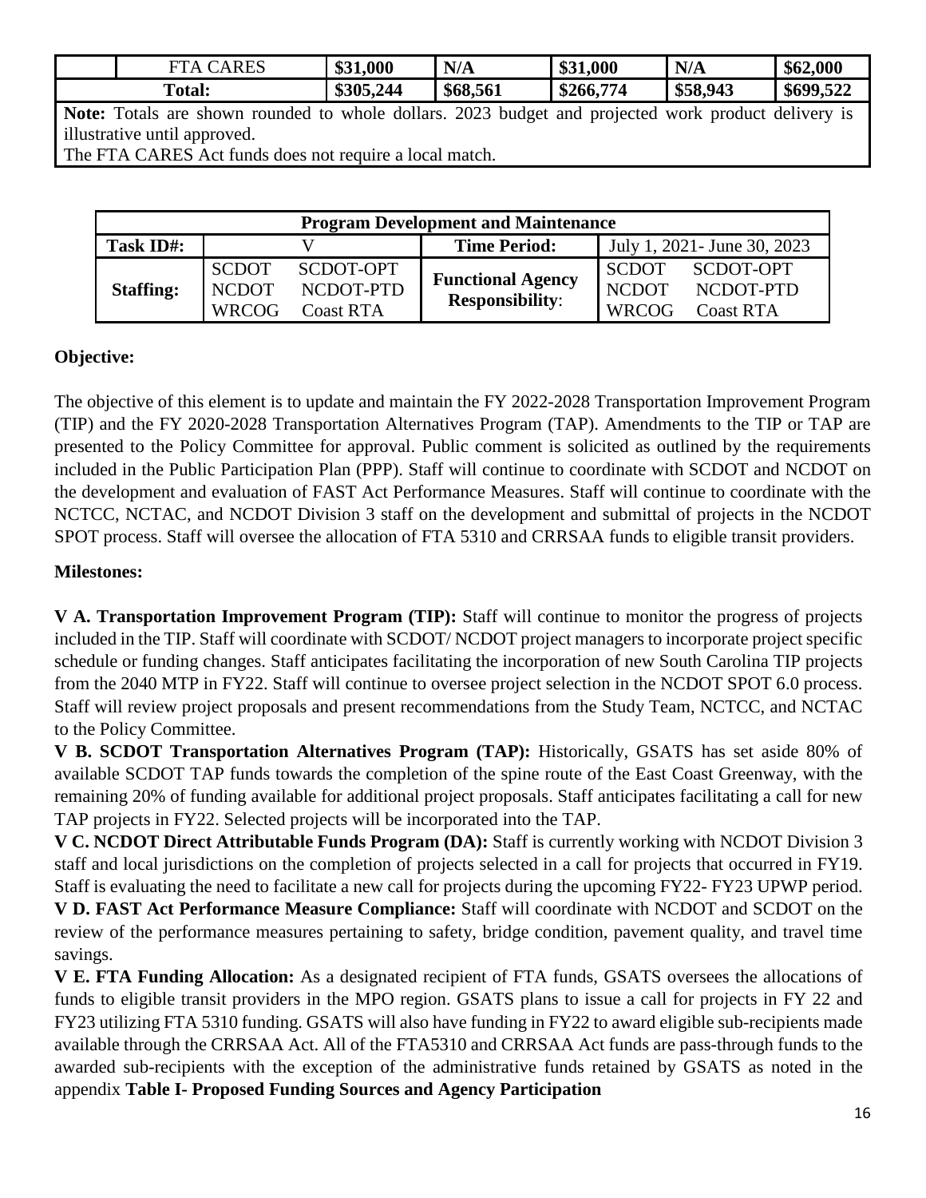| | FTA CARES | \$31,000 | N/A | \$31,000 | N/A | \$62,000 |
|---|---|---|---|---|---|---|
| **Total:** | | **\$305,244** | **\$68,561** | **\$266,774** | **\$58,943** | **\$699,522** |

**Note:** Totals are shown rounded to whole dollars. 2023 budget and projected work product delivery is illustrative until approved.
The FTA CARES Act funds does not require a local match.

| **Program Development and Maintenance** | | | |
|---|---|---|---|
| **Task ID#:** | V | **Time Period:** | July 1, 2021- June 30, 2023 |
| **Staffing:** | SCDOT SCDOT-OPT NCDOT NCDOT-PTD WRCOG Coast RTA | **Functional Agency Responsibility**: | SCDOT SCDOT-OPT NCDOT NCDOT-PTD WRCOG Coast RTA |

**Objective:**

The objective of this element is to update and maintain the FY 2022-2028 Transportation Improvement Program (TIP) and the FY 2020-2028 Transportation Alternatives Program (TAP). Amendments to the TIP or TAP are presented to the Policy Committee for approval. Public comment is solicited as outlined by the requirements included in the Public Participation Plan (PPP). Staff will continue to coordinate with SCDOT and NCDOT on the development and evaluation of FAST Act Performance Measures. Staff will continue to coordinate with the NCTCC, NCTAC, and NCDOT Division 3 staff on the development and submittal of projects in the NCDOT SPOT process. Staff will oversee the allocation of FTA 5310 and CRRSAA funds to eligible transit providers.

**Milestones:**

**V A. Transportation Improvement Program (TIP):** Staff will continue to monitor the progress of projects included in the TIP. Staff will coordinate with SCDOT/ NCDOT project managers to incorporate project specific schedule or funding changes. Staff anticipates facilitating the incorporation of new South Carolina TIP projects from the 2040 MTP in FY22. Staff will continue to oversee project selection in the NCDOT SPOT 6.0 process. Staff will review project proposals and present recommendations from the Study Team, NCTCC, and NCTAC to the Policy Committee.

**V B. SCDOT Transportation Alternatives Program (TAP):** Historically, GSATS has set aside 80% of available SCDOT TAP funds towards the completion of the spine route of the East Coast Greenway, with the remaining 20% of funding available for additional project proposals. Staff anticipates facilitating a call for new TAP projects in FY22. Selected projects will be incorporated into the TAP.

**V C. NCDOT Direct Attributable Funds Program (DA):** Staff is currently working with NCDOT Division 3 staff and local jurisdictions on the completion of projects selected in a call for projects that occurred in FY19. Staff is evaluating the need to facilitate a new call for projects during the upcoming FY22- FY23 UPWP period.

**V D. FAST Act Performance Measure Compliance:** Staff will coordinate with NCDOT and SCDOT on the review of the performance measures pertaining to safety, bridge condition, pavement quality, and travel time savings.

**V E. FTA Funding Allocation:** As a designated recipient of FTA funds, GSATS oversees the allocations of funds to eligible transit providers in the MPO region. GSATS plans to issue a call for projects in FY 22 and FY23 utilizing FTA 5310 funding. GSATS will also have funding in FY22 to award eligible sub-recipients made available through the CRRSAA Act. All of the FTA5310 and CRRSAA Act funds are pass-through funds to the awarded sub-recipients with the exception of the administrative funds retained by GSATS as noted in the appendix **Table I- Proposed Funding Sources and Agency Participation**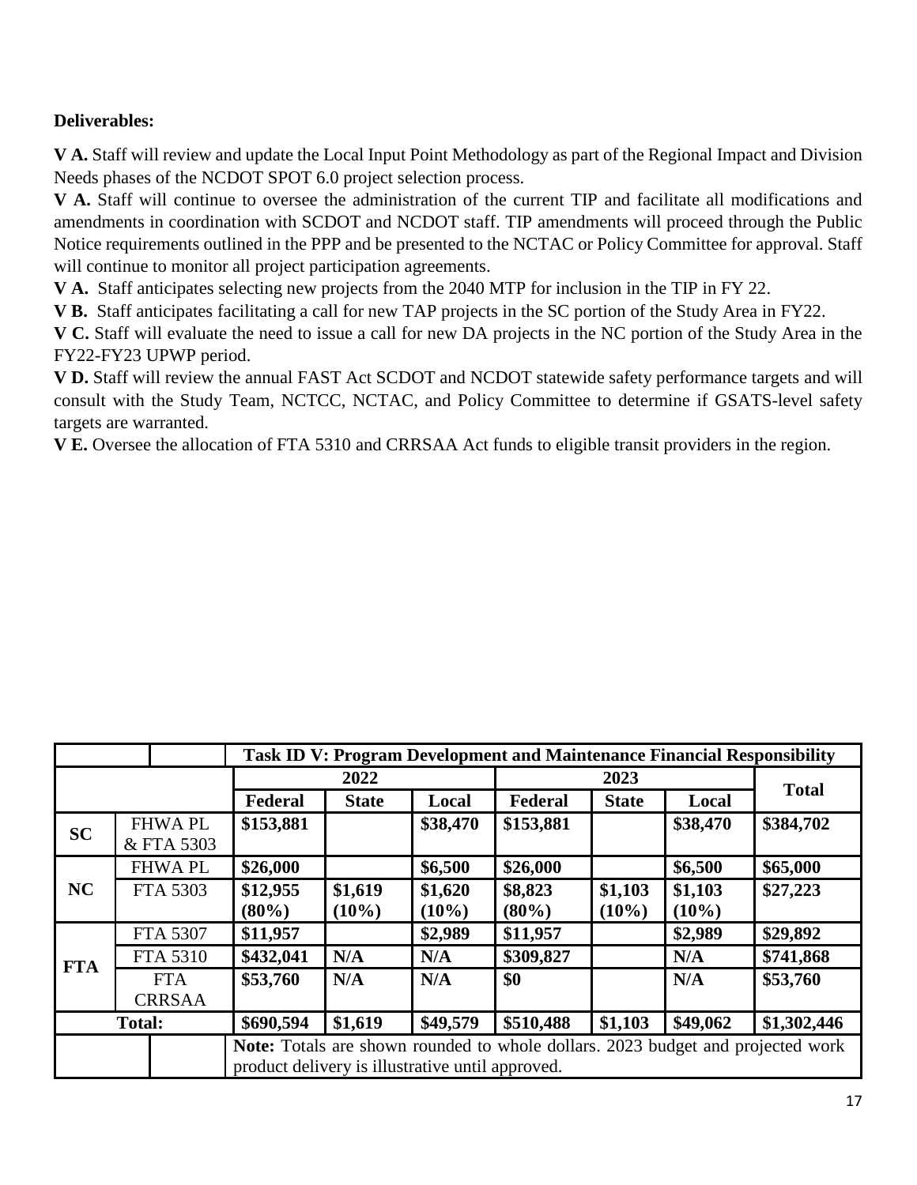**Deliverables:**

**V A.** Staff will review and update the Local Input Point Methodology as part of the Regional Impact and Division Needs phases of the NCDOT SPOT 6.0 project selection process.

**V A.** Staff will continue to oversee the administration of the current TIP and facilitate all modifications and amendments in coordination with SCDOT and NCDOT staff. TIP amendments will proceed through the Public Notice requirements outlined in the PPP and be presented to the NCTAC or Policy Committee for approval. Staff will continue to monitor all project participation agreements.

**V A.** Staff anticipates selecting new projects from the 2040 MTP for inclusion in the TIP in FY 22.

**V B.** Staff anticipates facilitating a call for new TAP projects in the SC portion of the Study Area in FY22.

**V C.** Staff will evaluate the need to issue a call for new DA projects in the NC portion of the Study Area in the FY22-FY23 UPWP period.

**V D.** Staff will review the annual FAST Act SCDOT and NCDOT statewide safety performance targets and will consult with the Study Team, NCTCC, NCTAC, and Policy Committee to determine if GSATS-level safety targets are warranted.

**V E.** Oversee the allocation of FTA 5310 and CRRSAA Act funds to eligible transit providers in the region.

| | | **Task ID V: Program Development and Maintenance Financial Responsibility** | | | | | | |
|---|---|---|---|---|---|---|---|---|
| | | **2022** | | | **2023** | | | **Total** |
| | | **Federal** | **State** | **Local** | **Federal** | **State** | **Local** | |
| **SC** | FHWA PL & FTA 5303 | **$153,881** | | **$38,470** | **$153,881** | | **$38,470** | **$384,702** |
| **NC** | FHWA PL | **$26,000** | | **$6,500** | **$26,000** | | **$6,500** | **$65,000** |
| | FTA 5303 | **$12,955 (80%)** | **$1,619 (10%)** | **$1,620 (10%)** | **$8,823 (80%)** | **$1,103 (10%)** | **$1,103 (10%)** | **$27,223** |
| **FTA** | FTA 5307 | **$11,957** | | **$2,989** | **$11,957** | | **$2,989** | **$29,892** |
| | FTA 5310 | **$432,041** | **N/A** | **N/A** | **$309,827** | | **N/A** | **$741,868** |
| | FTA CRRSAA | **$53,760** | **N/A** | **N/A** | **$0** | | **N/A** | **$53,760** |
| **Total:** | | **$690,594** | **$1,619** | **$49,579** | **$510,488** | **$1,103** | **$49,062** | **$1,302,446** |
| | | **Note:** Totals are shown rounded to whole dollars. 2023 budget and projected work product delivery is illustrative until approved. | | | | | | |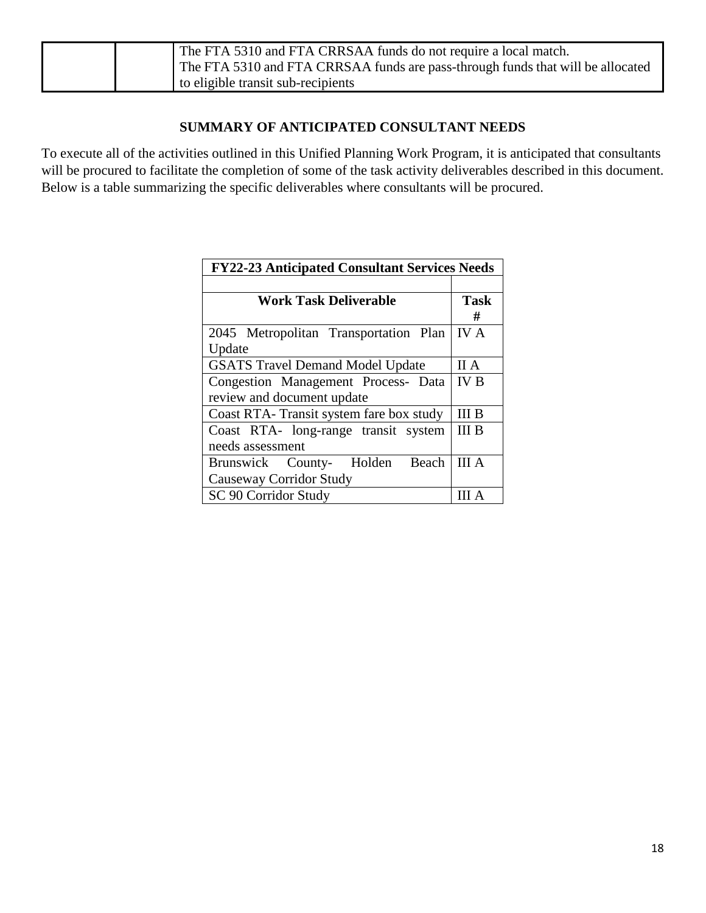| | | |
|---|---|---|
| | | The FTA 5310 and FTA CRRSAA funds do not require a local match.<br>The FTA 5310 and FTA CRRSAA funds are pass-through funds that will be allocated to eligible transit sub-recipients |

## SUMMARY OF ANTICIPATED CONSULTANT NEEDS

To execute all of the activities outlined in this Unified Planning Work Program, it is anticipated that consultants will be procured to facilitate the completion of some of the task activity deliverables described in this document. Below is a table summarizing the specific deliverables where consultants will be procured.

| **FY22-23 Anticipated Consultant Services Needs** | |
|---|---|
| | |
| **Work Task Deliverable** | **Task #** |
| 2045 Metropolitan Transportation Plan Update | IV A |
| GSATS Travel Demand Model Update | II A |
| Congestion Management Process- Data review and document update | IV B |
| Coast RTA- Transit system fare box study | III B |
| Coast RTA- long-range transit system needs assessment | III B |
| Brunswick County- Holden Beach Causeway Corridor Study | III A |
| SC 90 Corridor Study | III A |